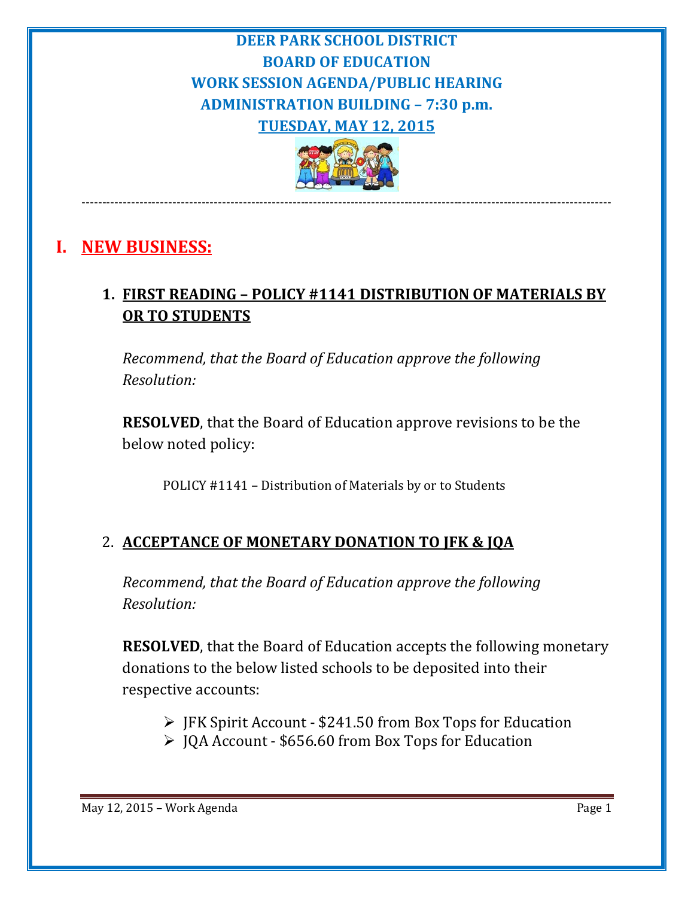# DEER PARK SCHOOL DISTRICT
# BOARD OF EDUCATION
# WORK SESSION AGENDA/PUBLIC HEARING
# ADMINISTRATION BUILDING – 7:30 p.m.
# TUESDAY, MAY 12, 2015

---

## I. NEW BUSINESS:

### 1. FIRST READING – POLICY #1141 DISTRIBUTION OF MATERIALS BY OR TO STUDENTS

*Recommend, that the Board of Education approve the following Resolution:*

**RESOLVED**, that the Board of Education approve revisions to be the below noted policy:

POLICY #1141 – Distribution of Materials by or to Students

### 2. ACCEPTANCE OF MONETARY DONATION TO JFK & JQA

*Recommend, that the Board of Education approve the following Resolution:*

**RESOLVED**, that the Board of Education accepts the following monetary donations to the below listed schools to be deposited into their respective accounts:

- JFK Spirit Account - $241.50 from Box Tops for Education
- JQA Account - $656.60 from Box Tops for Education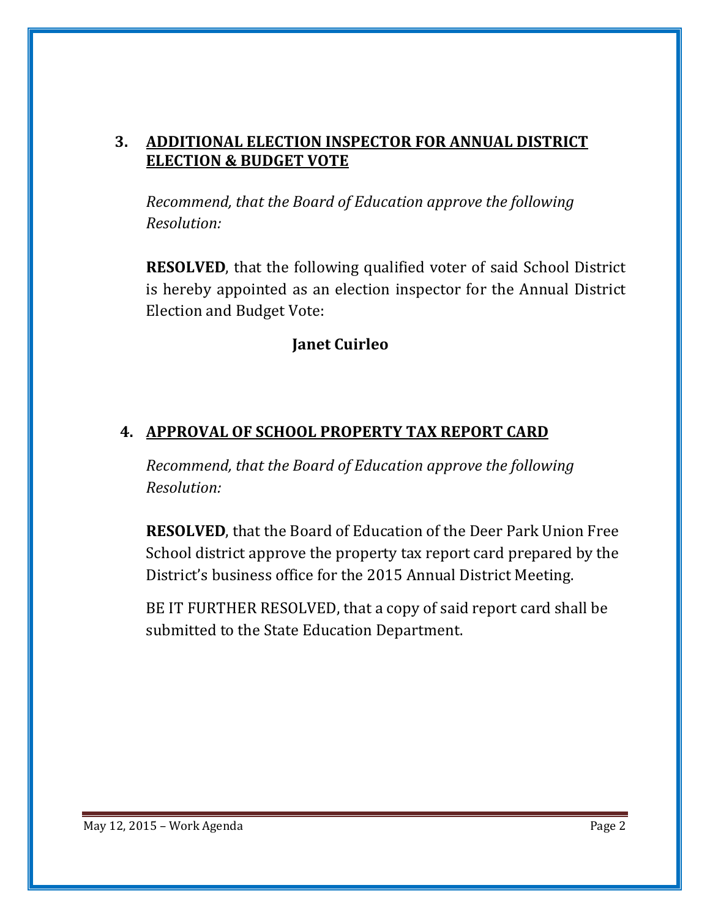### 3. ADDITIONAL ELECTION INSPECTOR FOR ANNUAL DISTRICT ELECTION & BUDGET VOTE

*Recommend, that the Board of Education approve the following Resolution:*

**RESOLVED**, that the following qualified voter of said School District is hereby appointed as an election inspector for the Annual District Election and Budget Vote:

**Janet Cuirleo**

### 4. APPROVAL OF SCHOOL PROPERTY TAX REPORT CARD

*Recommend, that the Board of Education approve the following Resolution:*

**RESOLVED**, that the Board of Education of the Deer Park Union Free School district approve the property tax report card prepared by the District's business office for the 2015 Annual District Meeting.

BE IT FURTHER RESOLVED, that a copy of said report card shall be submitted to the State Education Department.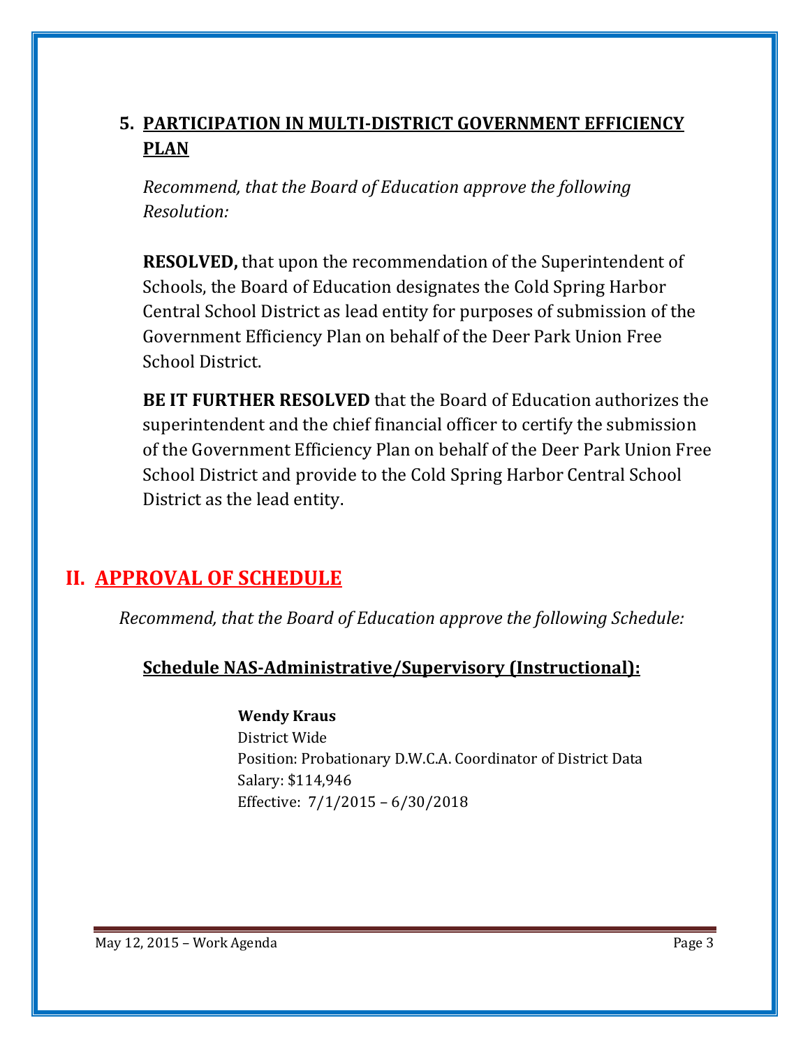### 5. PARTICIPATION IN MULTI-DISTRICT GOVERNMENT EFFICIENCY PLAN

*Recommend, that the Board of Education approve the following Resolution:*

**RESOLVED,** that upon the recommendation of the Superintendent of Schools, the Board of Education designates the Cold Spring Harbor Central School District as lead entity for purposes of submission of the Government Efficiency Plan on behalf of the Deer Park Union Free School District.

**BE IT FURTHER RESOLVED** that the Board of Education authorizes the superintendent and the chief financial officer to certify the submission of the Government Efficiency Plan on behalf of the Deer Park Union Free School District and provide to the Cold Spring Harbor Central School District as the lead entity.

## II. APPROVAL OF SCHEDULE

*Recommend, that the Board of Education approve the following Schedule:*

### Schedule NAS-Administrative/Supervisory (Instructional):

**Wendy Kraus**
District Wide
Position: Probationary D.W.C.A. Coordinator of District Data
Salary: $114,946
Effective: 7/1/2015 – 6/30/2018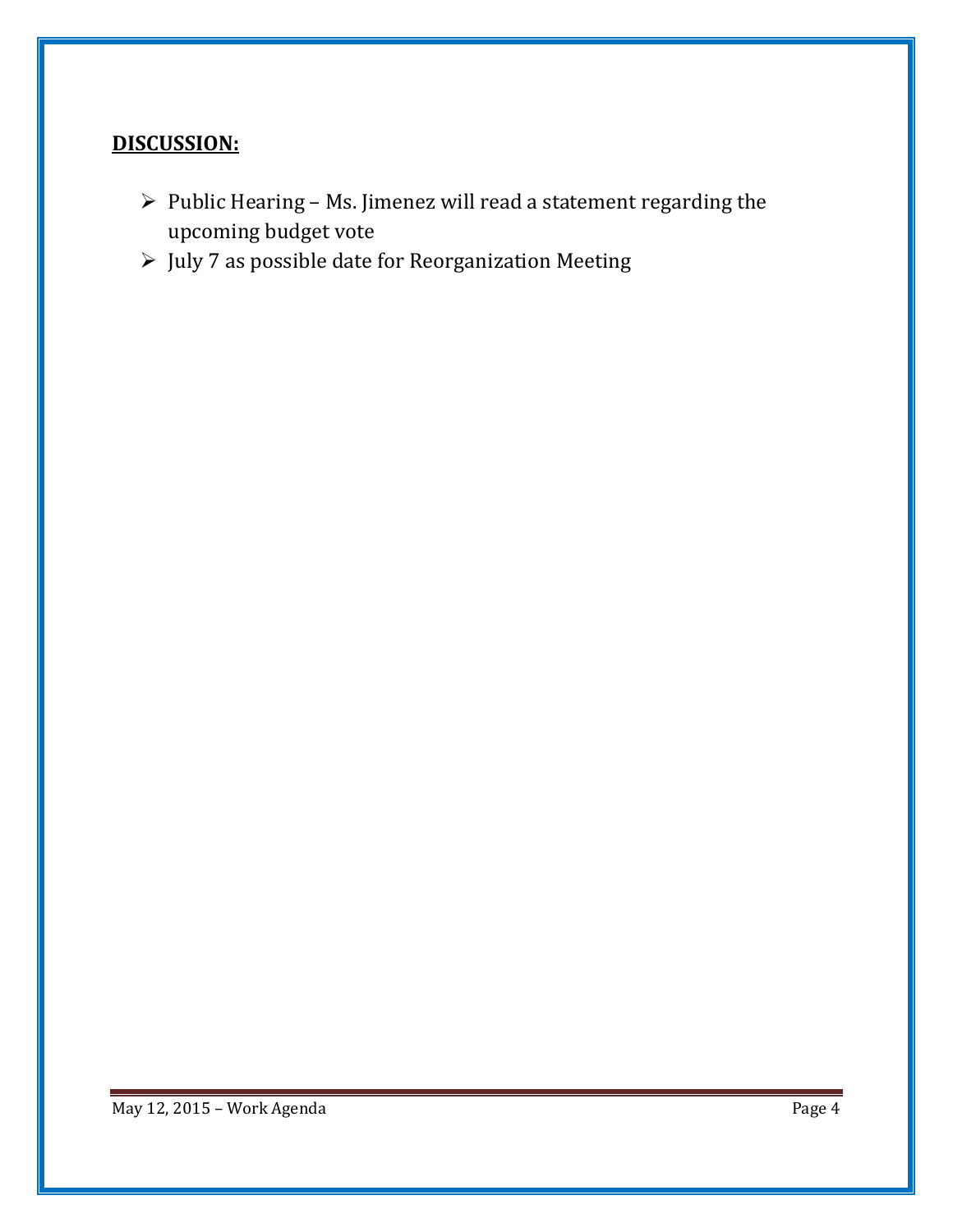**DISCUSSION:**

- Public Hearing – Ms. Jimenez will read a statement regarding the upcoming budget vote
- July 7 as possible date for Reorganization Meeting